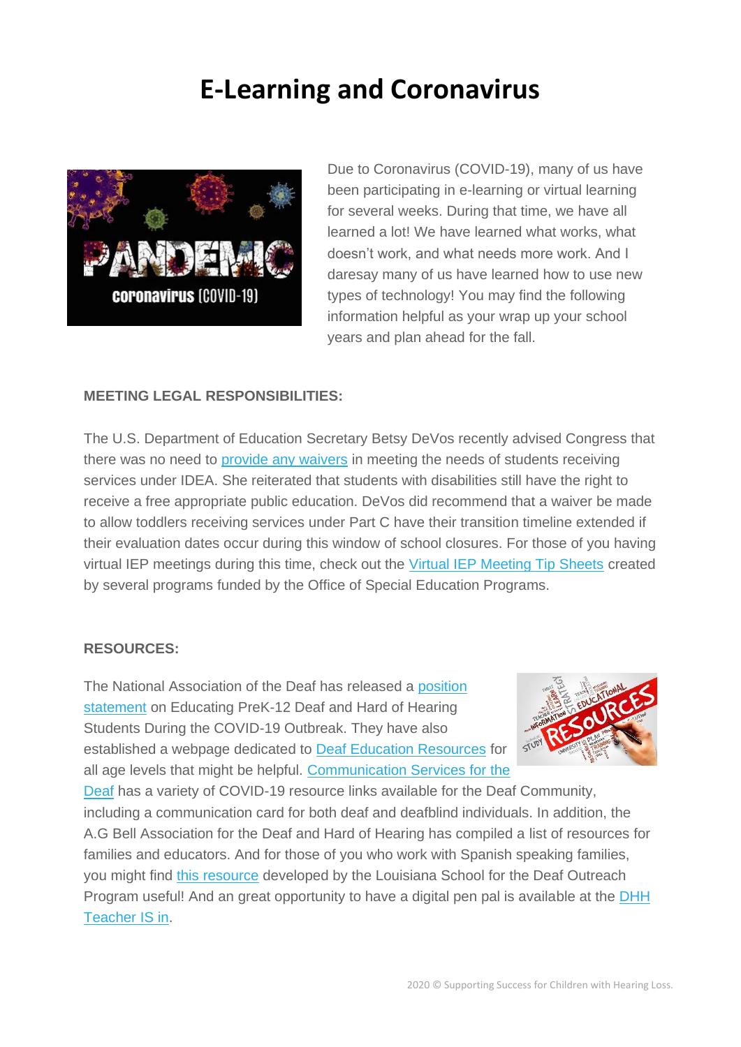# E-Learning and Coronavirus

Due to Coronavirus (COVID-19), many of us have been participating in e-learning or virtual learning for several weeks. During that time, we have all learned a lot! We have learned what works, what doesn't work, and what needs more work. And I daresay many of us have learned how to use new types of technology! You may find the following information helpful as your wrap up your school years and plan ahead for the fall.

**MEETING LEGAL RESPONSIBILITIES:**

The U.S. Department of Education Secretary Betsy DeVos recently advised Congress that there was no need to provide any waivers in meeting the needs of students receiving services under IDEA. She reiterated that students with disabilities still have the right to receive a free appropriate public education. DeVos did recommend that a waiver be made to allow toddlers receiving services under Part C have their transition timeline extended if their evaluation dates occur during this window of school closures. For those of you having virtual IEP meetings during this time, check out the Virtual IEP Meeting Tip Sheets created by several programs funded by the Office of Special Education Programs.

**RESOURCES:**

The National Association of the Deaf has released a position statement on Educating PreK-12 Deaf and Hard of Hearing Students During the COVID-19 Outbreak. They have also established a webpage dedicated to Deaf Education Resources for all age levels that might be helpful. Communication Services for the Deaf has a variety of COVID-19 resource links available for the Deaf Community, including a communication card for both deaf and deafblind individuals. In addition, the A.G Bell Association for the Deaf and Hard of Hearing has compiled a list of resources for families and educators. And for those of you who work with Spanish speaking families, you might find this resource developed by the Louisiana School for the Deaf Outreach Program useful! And an great opportunity to have a digital pen pal is available at the DHH Teacher IS in.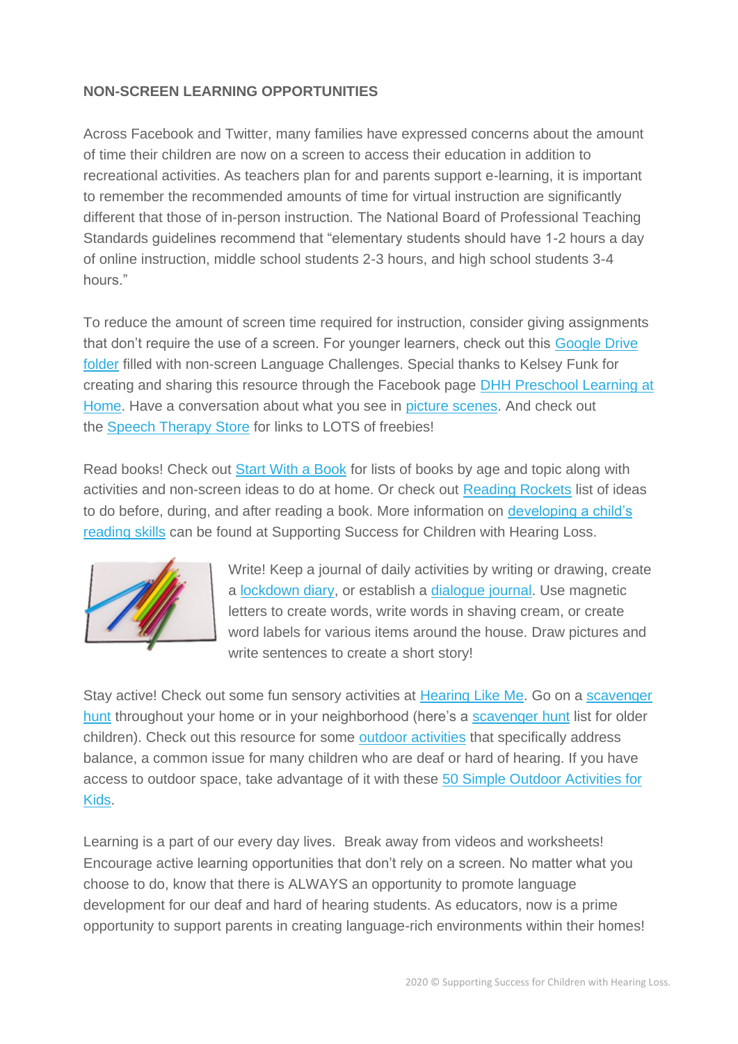**NON-SCREEN LEARNING OPPORTUNITIES**

Across Facebook and Twitter, many families have expressed concerns about the amount of time their children are now on a screen to access their education in addition to recreational activities. As teachers plan for and parents support e-learning, it is important to remember the recommended amounts of time for virtual instruction are significantly different that those of in-person instruction. The National Board of Professional Teaching Standards guidelines recommend that "elementary students should have 1-2 hours a day of online instruction, middle school students 2-3 hours, and high school students 3-4 hours."

To reduce the amount of screen time required for instruction, consider giving assignments that don't require the use of a screen. For younger learners, check out this Google Drive folder filled with non-screen Language Challenges. Special thanks to Kelsey Funk for creating and sharing this resource through the Facebook page DHH Preschool Learning at Home. Have a conversation about what you see in picture scenes. And check out the Speech Therapy Store for links to LOTS of freebies!

Read books! Check out Start With a Book for lists of books by age and topic along with activities and non-screen ideas to do at home. Or check out Reading Rockets list of ideas to do before, during, and after reading a book. More information on developing a child's reading skills can be found at Supporting Success for Children with Hearing Loss.

Write! Keep a journal of daily activities by writing or drawing, create a lockdown diary, or establish a dialogue journal. Use magnetic letters to create words, write words in shaving cream, or create word labels for various items around the house. Draw pictures and write sentences to create a short story!

Stay active! Check out some fun sensory activities at Hearing Like Me. Go on a scavenger hunt throughout your home or in your neighborhood (here's a scavenger hunt list for older children). Check out this resource for some outdoor activities that specifically address balance, a common issue for many children who are deaf or hard of hearing. If you have access to outdoor space, take advantage of it with these 50 Simple Outdoor Activities for Kids.

Learning is a part of our every day lives. Break away from videos and worksheets! Encourage active learning opportunities that don't rely on a screen. No matter what you choose to do, know that there is ALWAYS an opportunity to promote language development for our deaf and hard of hearing students. As educators, now is a prime opportunity to support parents in creating language-rich environments within their homes!